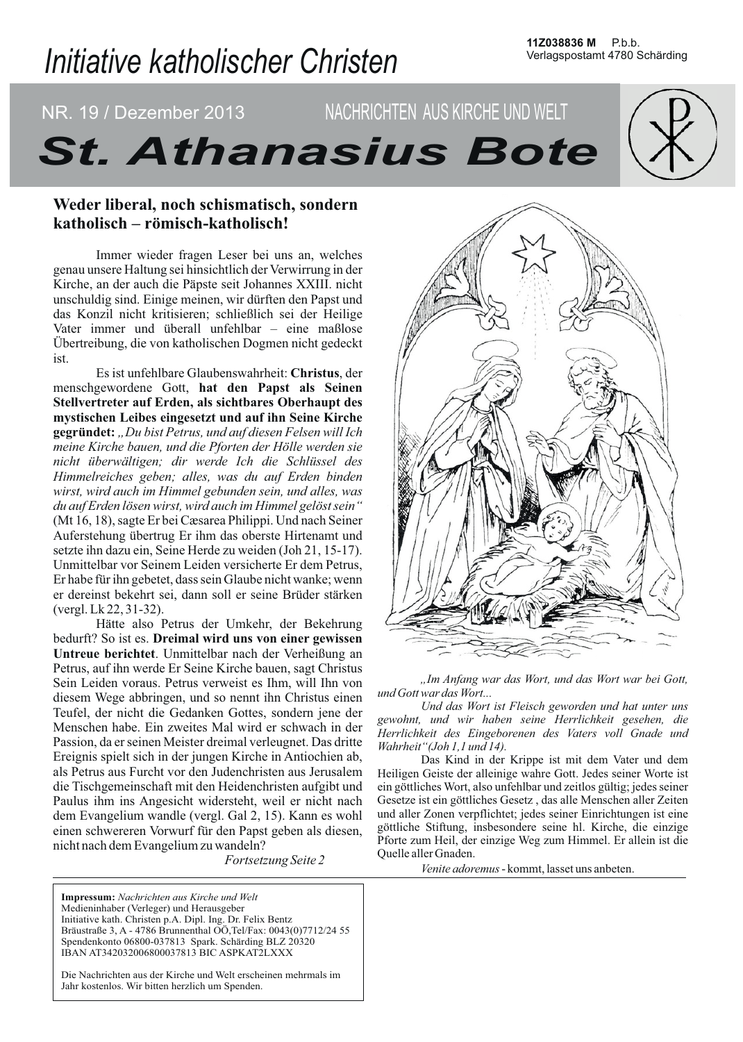11Z038836 M P.b.b. Verlagspostamt 4780 Schärding

# Initiative katholischer Christen

NR. 19 / Dezember 2013 — NACHRICHTEN AUS KIRCHE UND WELT

# St. Athanasius Bote

## Weder liberal, noch schismatisch, sondern katholisch – römisch-katholisch!

Immer wieder fragen Leser bei uns an, welches genau unsere Haltung sei hinsichtlich der Verwirrung in der Kirche, an der auch die Päpste seit Johannes XXIII. nicht unschuldig sind. Einige meinen, wir dürften den Papst und das Konzil nicht kritisieren; schließlich sei der Heilige Vater immer und überall unfehlbar – eine maßlose Übertreibung, die von katholischen Dogmen nicht gedeckt ist.

Es ist unfehlbare Glaubenswahrheit: **Christus**, der menschgewordene Gott, **hat den Papst als Seinen Stellvertreter auf Erden, als sichtbares Oberhaupt des mystischen Leibes eingesetzt und auf ihn Seine Kirche gegründet:** *„Du bist Petrus, und auf diesen Felsen will Ich meine Kirche bauen, und die Pforten der Hölle werden sie nicht überwältigen; dir werde Ich die Schlüssel des Himmelreiches geben; alles, was du auf Erden binden wirst, wird auch im Himmel gebunden sein, und alles, was du auf Erden lösen wirst, wird auch im Himmel gelöst sein"* (Mt 16, 18), sagte Er bei Cæsarea Philippi. Und nach Seiner Auferstehung übertrug Er ihm das oberste Hirtenamt und setzte ihn dazu ein, Seine Herde zu weiden (Joh 21, 15-17). Unmittelbar vor Seinem Leiden versicherte Er dem Petrus, Er habe für ihn gebetet, dass sein Glaube nicht wanke; wenn er dereinst bekehrt sei, dann soll er seine Brüder stärken (vergl. Lk 22, 31-32).

Hätte also Petrus der Umkehr, der Bekehrung bedurft? So ist es. **Dreimal wird uns von einer gewissen Untreue berichtet**. Unmittelbar nach der Verheißung an Petrus, auf ihn werde Er Seine Kirche bauen, sagt Christus Sein Leiden voraus. Petrus verweist es Ihm, will Ihn von diesem Wege abbringen, und so nennt ihn Christus einen Teufel, der nicht die Gedanken Gottes, sondern jene der Menschen habe. Ein zweites Mal wird er schwach in der Passion, da er seinen Meister dreimal verleugnet. Das dritte Ereignis spielt sich in der jungen Kirche in Antiochien ab, als Petrus aus Furcht vor den Judenchristen aus Jerusalem die Tischgemeinschaft mit den Heidenchristen aufgibt und Paulus ihm ins Angesicht widersteht, weil er nicht nach dem Evangelium wandle (vergl. Gal 2, 15). Kann es wohl einen schwereren Vorwurf für den Papst geben als diesen, nicht nach dem Evangelium zu wandeln?

*Fortsetzung Seite 2*

*„Im Anfang war das Wort, und das Wort war bei Gott, und Gott war das Wort...*

*Und das Wort ist Fleisch geworden und hat unter uns gewohnt, und wir haben seine Herrlichkeit gesehen, die Herrlichkeit des Eingeborenen des Vaters voll Gnade und Wahrheit" (Joh 1,1 und 14).*

Das Kind in der Krippe ist mit dem Vater und dem Heiligen Geiste der alleinige wahre Gott. Jedes seiner Worte ist ein göttliches Wort, also unfehlbar und zeitlos gültig; jedes seiner Gesetze ist ein göttliches Gesetz , das alle Menschen aller Zeiten und aller Zonen verpflichtet; jedes seiner Einrichtungen ist eine göttliche Stiftung, insbesondere seine hl. Kirche, die einzige Pforte zum Heil, der einzige Weg zum Himmel. Er allein ist die Quelle aller Gnaden.

*Venite adoremus* - kommt, lasset uns anbeten.

---

**Impressum:** *Nachrichten aus Kirche und Welt*
Medieninhaber (Verleger) und Herausgeber
Initiative kath. Christen p.A. Dipl. Ing. Dr. Felix Bentz
Bräustraße 3, A - 4786 Brunnenthal OÖ,Tel/Fax: 0043(0)7712/24 55
Spendenkonto 06800-037813 Spark. Schärding BLZ 20320
IBAN AT342032006800037813 BIC ASPKAT2LXXX

Die Nachrichten aus der Kirche und Welt erscheinen mehrmals im Jahr kostenlos. Wir bitten herzlich um Spenden.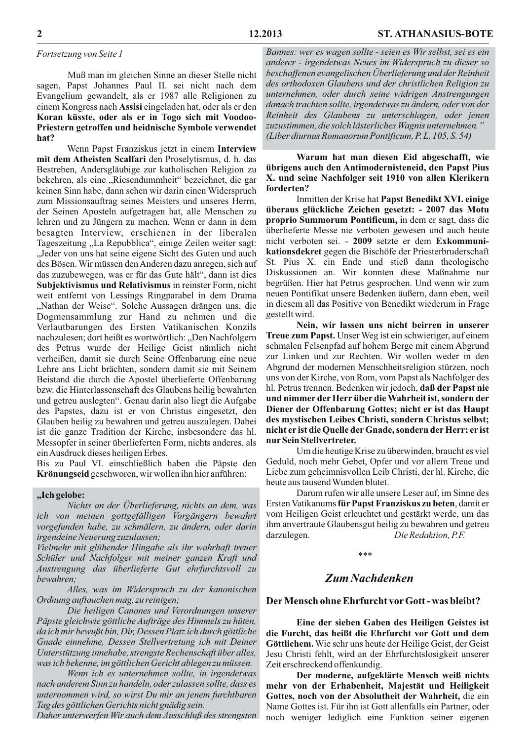*Fortsetzung von Seite 1*

Muß man im gleichen Sinne an dieser Stelle nicht sagen, Papst Johannes Paul II. sei nicht nach dem Evangelium gewandelt, als er 1987 alle Religionen zu einem Kongress nach **Assisi** eingeladen hat, oder als er den **Koran küsste, oder als er in Togo sich mit Voodoo-Priestern getroffen und heidnische Symbole verwendet hat?**

Wenn Papst Franziskus jetzt in einem **Interview mit dem Atheisten Scalfari** den Proselytismus, d. h. das Bestreben, Andersgläubige zur katholischen Religion zu bekehren, als eine „Riesendummheit" bezeichnet, die gar keinen Sinn habe, dann sehen wir darin einen Widerspruch zum Missionsauftrag seines Meisters und unseres Herrn, der Seinen Aposteln aufgetragen hat, alle Menschen zu lehren und zu Jüngern zu machen. Wenn er dann in dem besagten Interview, erschienen in der liberalen Tageszeitung „La Repubblica", einige Zeilen weiter sagt: „Jeder von uns hat seine eigene Sicht des Guten und auch des Bösen. Wir müssen den Anderen dazu anregen, sich auf das zuzubewegen, was er für das Gute hält", dann ist dies **Subjektivismus und Relativismus** in reinster Form, nicht weit entfernt von Lessings Ringparabel in dem Drama „Nathan der Weise". Solche Aussagen drängen uns, die Dogmensammlung zur Hand zu nehmen und die Verlautbarungen des Ersten Vatikanischen Konzils nachzulesen; dort heißt es wortwörtlich: „Den Nachfolgern des Petrus wurde der Heilige Geist nämlich nicht verheißen, damit sie durch Seine Offenbarung eine neue Lehre ans Licht brächten, sondern damit sie mit Seinem Beistand die durch die Apostel überlieferte Offenbarung bzw. die Hinterlassenschaft des Glaubens heilig bewahrten und getreu auslegten". Genau darin also liegt die Aufgabe des Papstes, dazu ist er von Christus eingesetzt, den Glauben heilig zu bewahren und getreu auszulegen. Dabei ist die ganze Tradition der Kirche, insbesondere das hl. Messopfer in seiner überlieferten Form, nichts anderes, als ein Ausdruck dieses heiligen Erbes.

Bis zu Paul VI. einschließlich haben die Päpste den **Krönungseid** geschworen, wir wollen ihn hier anführen:

**„Ich gelobe:**

*Nichts an der Überlieferung, nichts an dem, was ich von meinen gottgefälligen Vorgängern bewahrt vorgefunden habe, zu schmälern, zu ändern, oder darin irgendeine Neuerung zuzulassen;*

*Vielmehr mit glühender Hingabe als ihr wahrhaft treuer Schüler und Nachfolger mit meiner ganzen Kraft und Anstrengung das überlieferte Gut ehrfurchtsvoll zu bewahren;*

*Alles, was im Widerspruch zu der kanonischen Ordnung auftauchen mag, zu reinigen;*

*Die heiligen Canones und Verordnungen unserer Päpste gleichwie göttliche Aufträge des Himmels zu hüten, da ich mir bewußt bin, Dir, Dessen Platz ich durch göttliche Gnade einnehme, Dessen Stellvertretung ich mit Deiner Unterstützung innehabe, strengste Rechenschaft über alles, was ich bekenne, im göttlichen Gericht ablegen zu müssen.*

*Wenn ich es unternehmen sollte, in irgendetwas nach anderem Sinn zu handeln, oder zulassen sollte, dass es unternommen wird, so wirst Du mir an jenem furchtbaren Tag des göttlichen Gerichts nicht gnädig sein.*

*Daher unterwerfen Wir auch dem Ausschluß des strengsten Bannes: wer es wagen sollte - seien es Wir selbst, sei es ein anderer - irgendetwas Neues im Widerspruch zu dieser so beschaffenen evangelischen Überlieferung und der Reinheit des orthodoxen Glaubens und der christlichen Religion zu unternehmen, oder durch seine widrigen Anstrengungen danach trachten sollte, irgendetwas zu ändern, oder von der Reinheit des Glaubens zu unterschlagen, oder jenen zuzustimmen, die solch lästerliches Wagnis unternehmen." (Liber diurnus Romanorum Pontificum, P. L. 105, S. 54)*

**Warum hat man diesen Eid abgeschafft, wie übrigens auch den Antimodernisteneid, den Papst Pius X. und seine Nachfolger seit 1910 von allen Klerikern forderten?**

Inmitten der Krise hat **Papst Benedikt XVI. einige überaus glückliche Zeichen gesetzt: - 2007 das Motu proprio Summorum Pontificum,** in dem er sagt, dass die überlieferte Messe nie verboten gewesen und auch heute nicht verboten sei. - **2009** setzte er dem **Exkommunikationsdekret** gegen die Bischöfe der Priesterbruderschaft St. Pius X. ein Ende und stieß dann theologische Diskussionen an. Wir konnten diese Maßnahme nur begrüßen. Hier hat Petrus gesprochen. Und wenn wir zum neuen Pontifikat unsere Bedenken äußern, dann eben, weil in diesem all das Positive von Benedikt wiederum in Frage gestellt wird.

**Nein, wir lassen uns nicht beirren in unserer Treue zum Papst.** Unser Weg ist ein schwieriger, auf einem schmalen Felsenpfad auf hohem Berge mit einem Abgrund zur Linken und zur Rechten. Wir wollen weder in den Abgrund der modernen Menschheitsreligion stürzen, noch uns von der Kirche, von Rom, vom Papst als Nachfolger des hl. Petrus trennen. Bedenken wir jedoch, **daß der Papst nie und nimmer der Herr über die Wahrheit ist, sondern der Diener der Offenbarung Gottes; nicht er ist das Haupt des mystischen Leibes Christi, sondern Christus selbst; nicht er ist die Quelle der Gnade, sondern der Herr; er ist nur Sein Stellvertreter.**

Um die heutige Krise zu überwinden, braucht es viel Geduld, noch mehr Gebet, Opfer und vor allem Treue und Liebe zum geheimnisvollen Leib Christi, der hl. Kirche, die heute aus tausend Wunden blutet.

Darum rufen wir alle unsere Leser auf, im Sinne des Ersten Vatikanums **für Papst Franziskus zu beten**, damit er vom Heiligen Geist erleuchtet und gestärkt werde, um das ihm anvertraute Glaubensgut heilig zu bewahren und getreu darzulegen. *Die Redaktion, P.F.*

\*\*\*

## *Zum Nachdenken*

### Der Mensch ohne Ehrfurcht vor Gott - was bleibt?

**Eine der sieben Gaben des Heiligen Geistes ist die Furcht, das heißt die Ehrfurcht vor Gott und dem Göttlichem.** Wie sehr uns heute der Heilige Geist, der Geist Jesu Christi fehlt, wird an der Ehrfurchtslosigkeit unserer Zeit erschreckend offenkundig.

**Der moderne, aufgeklärte Mensch weiß nichts mehr von der Erhabenheit, Majestät und Heiligkeit Gottes, noch von der Absolutheit der Wahrheit,** die ein Name Gottes ist. Für ihn ist Gott allenfalls ein Partner, oder noch weniger lediglich eine Funktion seiner eigenen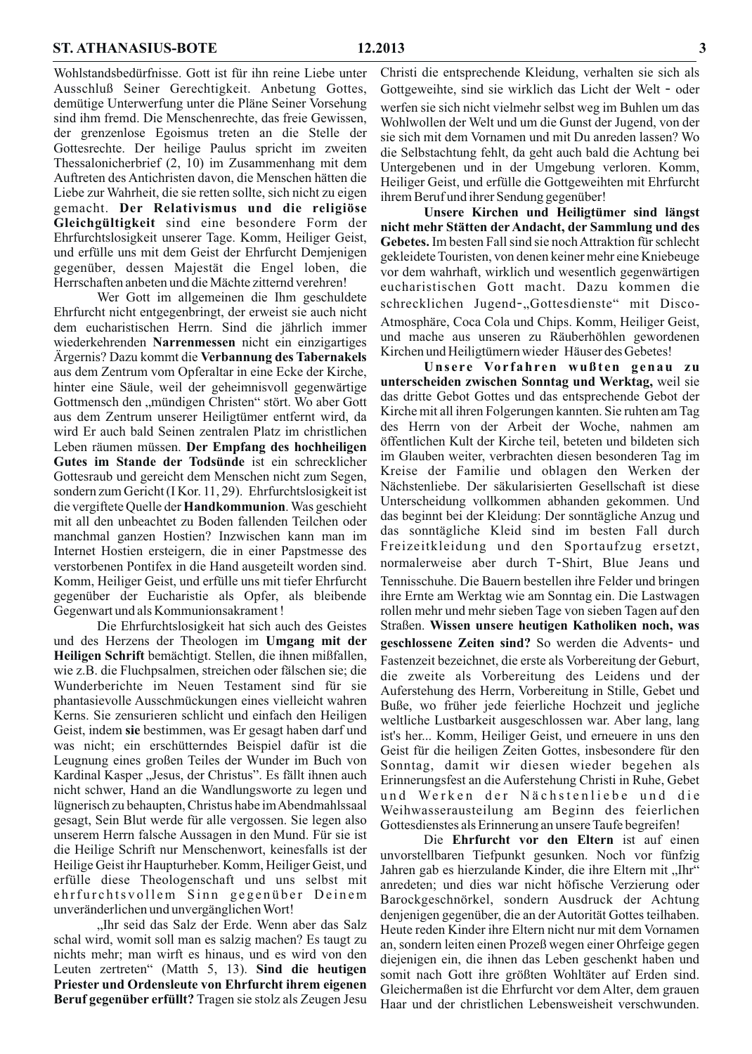Wohlstandsbedürfnisse. Gott ist für ihn reine Liebe unter Ausschluß Seiner Gerechtigkeit. Anbetung Gottes, demütige Unterwerfung unter die Pläne Seiner Vorsehung sind ihm fremd. Die Menschenrechte, das freie Gewissen, der grenzenlose Egoismus treten an die Stelle der Gottesrechte. Der heilige Paulus spricht im zweiten Thessalonicherbrief (2, 10) im Zusammenhang mit dem Auftreten des Antichristen davon, die Menschen hätten die Liebe zur Wahrheit, die sie retten sollte, sich nicht zu eigen gemacht. **Der Relativismus und die religiöse Gleichgültigkeit** sind eine besondere Form der Ehrfurchtslosigkeit unserer Tage. Komm, Heiliger Geist, und erfülle uns mit dem Geist der Ehrfurcht Demjenigen gegenüber, dessen Majestät die Engel loben, die Herrschaften anbeten und die Mächte zitternd verehren!

Wer Gott im allgemeinen die Ihm geschuldete Ehrfurcht nicht entgegenbringt, der erweist sie auch nicht dem eucharistischen Herrn. Sind die jährlich immer wiederkehrenden **Narrenmessen** nicht ein einzigartiges Ärgernis? Dazu kommt die **Verbannung des Tabernakels** aus dem Zentrum vom Opferaltar in eine Ecke der Kirche, hinter eine Säule, weil der geheimnisvoll gegenwärtige Gottmensch den „mündigen Christen" stört. Wo aber Gott aus dem Zentrum unserer Heiligtümer entfernt wird, da wird Er auch bald Seinen zentralen Platz im christlichen Leben räumen müssen. **Der Empfang des hochheiligen Gutes im Stande der Todsünde** ist ein schrecklicher Gottesraub und gereicht dem Menschen nicht zum Segen, sondern zum Gericht (I Kor. 11, 29). Ehrfurchtslosigkeit ist die vergiftete Quelle der **Handkommunion**. Was geschieht mit all den unbeachtet zu Boden fallenden Teilchen oder manchmal ganzen Hostien? Inzwischen kann man im Internet Hostien ersteigern, die in einer Papstmesse des verstorbenen Pontifex in die Hand ausgeteilt worden sind. Komm, Heiliger Geist, und erfülle uns mit tiefer Ehrfurcht gegenüber der Eucharistie als Opfer, als bleibende Gegenwart und als Kommunionsakrament!

Die Ehrfurchtslosigkeit hat sich auch des Geistes und des Herzens der Theologen im **Umgang mit der Heiligen Schrift** bemächtigt. Stellen, die ihnen mißfallen, wie z.B. die Fluchpsalmen, streichen oder fälschen sie; die Wunderberichte im Neuen Testament sind für sie phantasievolle Ausschmückungen eines vielleicht wahren Kerns. Sie zensurieren schlicht und einfach den Heiligen Geist, indem **sie** bestimmen, was Er gesagt haben darf und was nicht; ein erschütterndes Beispiel dafür ist die Leugnung eines großen Teiles der Wunder im Buch von Kardinal Kasper „Jesus, der Christus". Es fällt ihnen auch nicht schwer, Hand an die Wandlungsworte zu legen und lügnerisch zu behaupten, Christus habe im Abendmahlssaal gesagt, Sein Blut werde für alle vergossen. Sie legen also unserem Herrn falsche Aussagen in den Mund. Für sie ist die Heilige Schrift nur Menschenwort, keinesfalls ist der Heilige Geist ihr Haupturheber. Komm, Heiliger Geist, und erfülle diese Theologenschaft und uns selbst mit ehrfurchtsvollem Sinn gegenüber Deinem unveränderlichen und unvergänglichen Wort!

„Ihr seid das Salz der Erde. Wenn aber das Salz schal wird, womit soll man es salzig machen? Es taugt zu nichts mehr; man wirft es hinaus, und es wird von den Leuten zertreten" (Matth 5, 13). **Sind die heutigen Priester und Ordensleute von Ehrfurcht ihrem eigenen Beruf gegenüber erfüllt?** Tragen sie stolz als Zeugen Jesu Christi die entsprechende Kleidung, verhalten sie sich als Gottgeweihte, sind sie wirklich das Licht der Welt - oder werfen sie sich nicht vielmehr selbst weg im Buhlen um das Wohlwollen der Welt und um die Gunst der Jugend, von der sie sich mit dem Vornamen und mit Du anreden lassen? Wo die Selbstachtung fehlt, da geht auch bald die Achtung bei Untergebenen und in der Umgebung verloren. Komm, Heiliger Geist, und erfülle die Gottgeweihten mit Ehrfurcht ihrem Beruf und ihrer Sendung gegenüber!

**Unsere Kirchen und Heiligtümer sind längst nicht mehr Stätten der Andacht, der Sammlung und des Gebetes.** Im besten Fall sind sie noch Attraktion für schlecht gekleidete Touristen, von denen keiner mehr eine Kniebeuge vor dem wahrhaft, wirklich und wesentlich gegenwärtigen eucharistischen Gott macht. Dazu kommen die schrecklichen Jugend-„Gottesdienste" mit Disco-Atmosphäre, Coca Cola und Chips. Komm, Heiliger Geist, und mache aus unseren zu Räuberhöhlen gewordenen Kirchen und Heiligtümern wieder Häuser des Gebetes!

**Unsere Vorfahren wußten genau zu unterscheiden zwischen Sonntag und Werktag,** weil sie das dritte Gebot Gottes und das entsprechende Gebot der Kirche mit all ihren Folgerungen kannten. Sie ruhten am Tag des Herrn von der Arbeit der Woche, nahmen am öffentlichen Kult der Kirche teil, beteten und bildeten sich im Glauben weiter, verbrachten diesen besonderen Tag im Kreise der Familie und oblagen den Werken der Nächstenliebe. Der säkularisierten Gesellschaft ist diese Unterscheidung vollkommen abhanden gekommen. Und das beginnt bei der Kleidung: Der sonntägliche Anzug und das sonntägliche Kleid sind im besten Fall durch Freizeitkleidung und den Sportaufzug ersetzt, normalerweise aber durch T-Shirt, Blue Jeans und Tennisschuhe. Die Bauern bestellen ihre Felder und bringen ihre Ernte am Werktag wie am Sonntag ein. Die Lastwagen rollen mehr und mehr sieben Tage von sieben Tagen auf den Straßen. **Wissen unsere heutigen Katholiken noch, was geschlossene Zeiten sind?** So werden die Advents- und Fastenzeit bezeichnet, die erste als Vorbereitung der Geburt, die zweite als Vorbereitung des Leidens und der Auferstehung des Herrn, Vorbereitung in Stille, Gebet und Buße, wo früher jede feierliche Hochzeit und jegliche weltliche Lustbarkeit ausgeschlossen war. Aber lang, lang ist's her... Komm, Heiliger Geist, und erneuere in uns den Geist für die heiligen Zeiten Gottes, insbesondere für den Sonntag, damit wir diesen wieder begehen als Erinnerungsfest an die Auferstehung Christi in Ruhe, Gebet und Werken der Nächstenliebe und die Weihwasserausteilung am Beginn des feierlichen Gottesdienstes als Erinnerung an unsere Taufe begreifen!

Die **Ehrfurcht vor den Eltern** ist auf einen unvorstellbaren Tiefpunkt gesunken. Noch vor fünfzig Jahren gab es hierzulande Kinder, die ihre Eltern mit „Ihr" anredeten; und dies war nicht höfische Verzierung oder Barockgeschnörkel, sondern Ausdruck der Achtung denjenigen gegenüber, die an der Autorität Gottes teilhaben. Heute reden Kinder ihre Eltern nicht nur mit dem Vornamen an, sondern leiten einen Prozeß wegen einer Ohrfeige gegen diejenigen ein, die ihnen das Leben geschenkt haben und somit nach Gott ihre größten Wohltäter auf Erden sind. Gleichermaßen ist die Ehrfurcht vor dem Alter, dem grauen Haar und der christlichen Lebensweisheit verschwunden.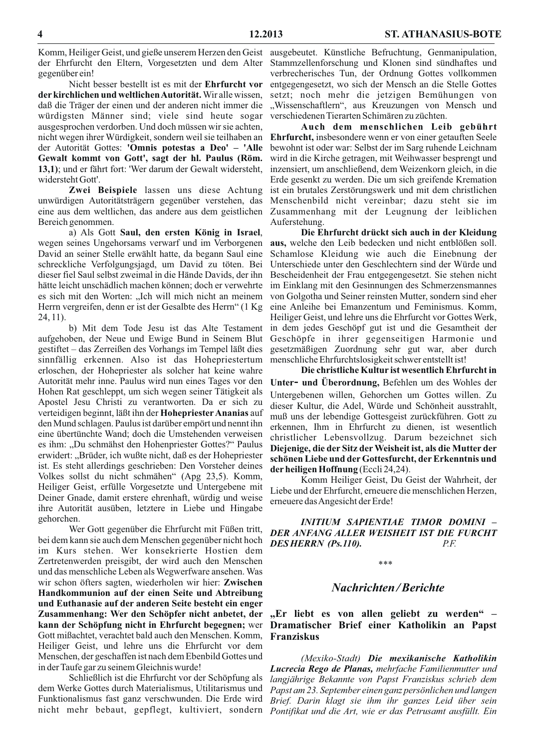Komm, Heiliger Geist, und gieße unserem Herzen den Geist der Ehrfurcht den Eltern, Vorgesetzten und dem Alter gegenüber ein!

Nicht besser bestellt ist es mit der **Ehrfurcht vor der kirchlichen und weltlichen Autorität.** Wir alle wissen, daß die Träger der einen und der anderen nicht immer die würdigsten Männer sind; viele sind heute sogar ausgesprochen verdorben. Und doch müssen wir sie achten, nicht wegen ihrer Würdigkeit, sondern weil sie teilhaben an der Autorität Gottes: **'Omnis potestas a Deo' – 'Alle Gewalt kommt von Gott', sagt der hl. Paulus (Röm. 13,1)**; und er fährt fort: 'Wer darum der Gewalt widersteht, widersteht Gott'.

**Zwei Beispiele** lassen uns diese Achtung unwürdigen Autoritätsträgern gegenüber verstehen, das eine aus dem weltlichen, das andere aus dem geistlichen Bereich genommen.

a) Als Gott **Saul, den ersten König in Israel**, wegen seines Ungehorsams verwarf und im Verborgenen David an seiner Stelle erwählt hatte, da begann Saul eine schreckliche Verfolgungsjagd, um David zu töten. Bei dieser fiel Saul selbst zweimal in die Hände Davids, der ihn hätte leicht unschädlich machen können; doch er verwehrte es sich mit den Worten: „Ich will mich nicht an meinem Herrn vergreifen, denn er ist der Gesalbte des Herrn“ (1 Kg 24, 11).

b) Mit dem Tode Jesu ist das Alte Testament aufgehoben, der Neue und Ewige Bund in Seinem Blut gestiftet – das Zerreißen des Vorhangs im Tempel läßt dies sinnfällig erkennen. Also ist das Hohepriestertum erloschen, der Hohepriester als solcher hat keine wahre Autorität mehr inne. Paulus wird nun eines Tages vor den Hohen Rat geschleppt, um sich wegen seiner Tätigkeit als Apostel Jesu Christi zu verantworten. Da er sich zu verteidigen beginnt, läßt ihn der **Hohepriester Ananias** auf den Mund schlagen. Paulus ist darüber empört und nennt ihn eine übertünchte Wand; doch die Umstehenden verweisen es ihm: „Du schmähst den Hohenpriester Gottes?“ Paulus erwidert: „Brüder, ich wußte nicht, daß es der Hohepriester ist. Es steht allerdings geschrieben: Den Vorsteher deines Volkes sollst du nicht schmähen“ (Apg 23,5). Komm, Heiliger Geist, erfülle Vorgesetzte und Untergebene mit Deiner Gnade, damit erstere ehrenhaft, würdig und weise ihre Autorität ausüben, letztere in Liebe und Hingabe gehorchen.

Wer Gott gegenüber die Ehrfurcht mit Füßen tritt, bei dem kann sie auch dem Menschen gegenüber nicht hoch im Kurs stehen. Wer konsekrierte Hostien dem Zertretenwerden preisgibt, der wird auch den Menschen und das menschliche Leben als Wegwerfware ansehen. Was wir schon öfters sagten, wiederholen wir hier: **Zwischen Handkommunion auf der einen Seite und Abtreibung und Euthanasie auf der anderen Seite besteht ein enger Zusammenhang: Wer den Schöpfer nicht anbetet, der kann der Schöpfung nicht in Ehrfurcht begegnen;** wer Gott mißachtet, verachtet bald auch den Menschen. Komm, Heiliger Geist, und lehre uns die Ehrfurcht vor dem Menschen, der geschaffen ist nach dem Ebenbild Gottes und in der Taufe gar zu seinem Gleichnis wurde!

Schließlich ist die Ehrfurcht vor der Schöpfung als dem Werke Gottes durch Materialismus, Utilitarismus und Funktionalismus fast ganz verschwunden. Die Erde wird nicht mehr bebaut, gepflegt, kultiviert, sondern ausgebeutet. Künstliche Befruchtung, Genmanipulation, Stammzellenforschung und Klonen sind sündhaftes und verbrecherisches Tun, der Ordnung Gottes vollkommen entgegengesetzt, wo sich der Mensch an die Stelle Gottes setzt; noch mehr die jetzigen Bemühungen von „Wissenschaftlern“, aus Kreuzungen von Mensch und verschiedenen Tierarten Schimären zu züchten.

**Auch dem menschlichen Leib gebührt Ehrfurcht,** insbesondere wenn er von einer getauften Seele bewohnt ist oder war: Selbst der im Sarg ruhende Leichnam wird in die Kirche getragen, mit Weihwasser besprengt und inzensiert, um anschließend, dem Weizenkorn gleich, in die Erde gesenkt zu werden. Die um sich greifende Kremation ist ein brutales Zerstörungswerk und mit dem christlichen Menschenbild nicht vereinbar; dazu steht sie im Zusammenhang mit der Leugnung der leiblichen Auferstehung.

**Die Ehrfurcht drückt sich auch in der Kleidung aus,** welche den Leib bedecken und nicht entblößen soll. Schamlose Kleidung wie auch die Einebnung der Unterschiede unter den Geschlechtern sind der Würde und Bescheidenheit der Frau entgegengesetzt. Sie stehen nicht im Einklang mit den Gesinnungen des Schmerzensmannes von Golgotha und Seiner reinsten Mutter, sondern sind eher eine Anleihe bei Emanzentum und Feminismus. Komm, Heiliger Geist, und lehre uns die Ehrfurcht vor Gottes Werk, in dem jedes Geschöpf gut ist und die Gesamtheit der Geschöpfe in ihrer gegenseitigen Harmonie und gesetzmäßigen Zuordnung sehr gut war, aber durch menschliche Ehrfurchtslosigkeit schwer entstellt ist!

**Die christliche Kultur ist wesentlich Ehrfurcht in Unter- und Überordnung,** Befehlen um des Wohles der Untergebenen willen, Gehorchen um Gottes willen. Zu dieser Kultur, die Adel, Würde und Schönheit ausstrahlt, muß uns der lebendige Gottesgeist zurückführen. Gott zu erkennen, Ihm in Ehrfurcht zu dienen, ist wesentlich christlicher Lebensvollzug. Darum bezeichnet sich **Diejenige, die der Sitz der Weisheit ist, als die Mutter der schönen Liebe und der Gottesfurcht, der Erkenntnis und der heiligen Hoffnung** (Eccli 24,24).

Komm Heiliger Geist, Du Geist der Wahrheit, der Liebe und der Ehrfurcht, erneuere die menschlichen Herzen, erneuere das Angesicht der Erde!

***INITIUM SAPIENTIAE TIMOR DOMINI – DER ANFANG ALLER WEISHEIT IST DIE FURCHT DES HERRN (Ps.110).*** *P.F.*

\*\*\*

## *Nachrichten / Berichte*

### „Er liebt es von allen geliebt zu werden“ – Dramatischer Brief einer Katholikin an Papst Franziskus

*(Mexiko-Stadt)* ***Die mexikanische Katholikin Lucrecia Rego de Planas,*** *mehrfache Familienmutter und langjährige Bekannte von Papst Franziskus schrieb dem Papst am 23. September einen ganz persönlichen und langen Brief. Darin klagt sie ihm ihr ganzes Leid über sein Pontifikat und die Art, wie er das Petrusamt ausfüllt. Ein*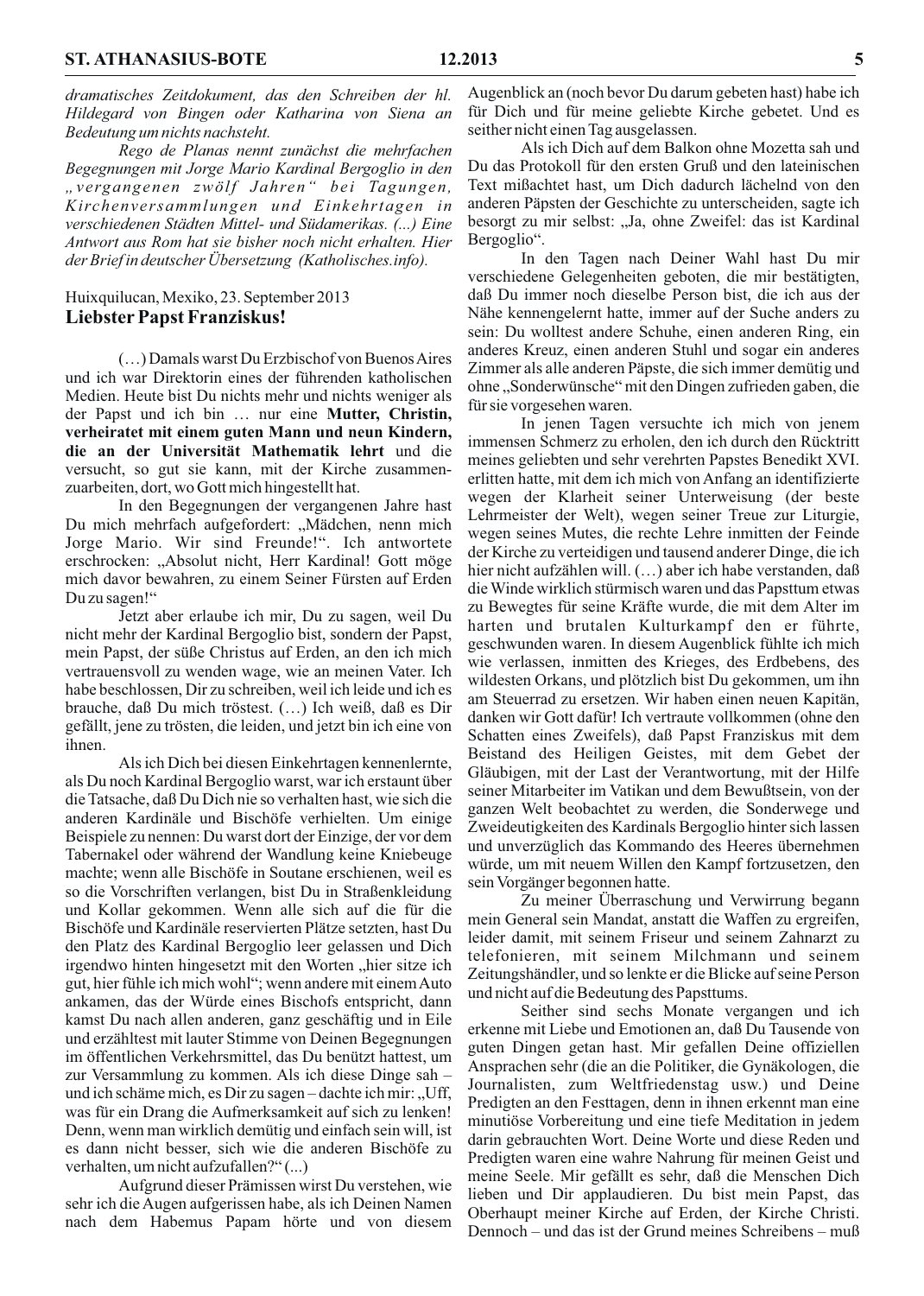*dramatisches Zeitdokument, das den Schreiben der hl. Hildegard von Bingen oder Katharina von Siena an Bedeutung um nichts nachsteht.*

*Rego de Planas nennt zunächst die mehrfachen Begegnungen mit Jorge Mario Kardinal Bergoglio in den „vergangenen zwölf Jahren“ bei Tagungen, Kirchenversammlungen und Einkehrtagen in verschiedenen Städten Mittel- und Südamerikas. (...) Eine Antwort aus Rom hat sie bisher noch nicht erhalten. Hier der Brief in deutscher Übersetzung (Katholisches.info).*

Huixquilucan, Mexiko, 23. September 2013

**Liebster Papst Franziskus!**

(…) Damals warst Du Erzbischof von Buenos Aires und ich war Direktorin eines der führenden katholischen Medien. Heute bist Du nichts mehr und nichts weniger als der Papst und ich bin … nur eine **Mutter, Christin, verheiratet mit einem guten Mann und neun Kindern, die an der Universität Mathematik lehrt** und die versucht, so gut sie kann, mit der Kirche zusammenzuarbeiten, dort, wo Gott mich hingestellt hat.

In den Begegnungen der vergangenen Jahre hast Du mich mehrfach aufgefordert: „Mädchen, nenn mich Jorge Mario. Wir sind Freunde!“. Ich antwortete erschrocken: „Absolut nicht, Herr Kardinal! Gott möge mich davor bewahren, zu einem Seiner Fürsten auf Erden Du zu sagen!“

Jetzt aber erlaube ich mir, Du zu sagen, weil Du nicht mehr der Kardinal Bergoglio bist, sondern der Papst, mein Papst, der süße Christus auf Erden, an den ich mich vertrauensvoll zu wenden wage, wie an meinen Vater. Ich habe beschlossen, Dir zu schreiben, weil ich leide und ich es brauche, daß Du mich tröstest. (…) Ich weiß, daß es Dir gefällt, jene zu trösten, die leiden, und jetzt bin ich eine von ihnen.

Als ich Dich bei diesen Einkehrtagen kennenlernte, als Du noch Kardinal Bergoglio warst, war ich erstaunt über die Tatsache, daß Du Dich nie so verhalten hast, wie sich die anderen Kardinäle und Bischöfe verhielten. Um einige Beispiele zu nennen: Du warst dort der Einzige, der vor dem Tabernakel oder während der Wandlung keine Kniebeuge machte; wenn alle Bischöfe in Soutane erschienen, weil es so die Vorschriften verlangen, bist Du in Straßenkleidung und Kollar gekommen. Wenn alle sich auf die für die Bischöfe und Kardinäle reservierten Plätze setzten, hast Du den Platz des Kardinal Bergoglio leer gelassen und Dich irgendwo hinten hingesetzt mit den Worten „hier sitze ich gut, hier fühle ich mich wohl“; wenn andere mit einem Auto ankamen, das der Würde eines Bischofs entspricht, dann kamst Du nach allen anderen, ganz geschäftig und in Eile und erzähltest mit lauter Stimme von Deinen Begegnungen im öffentlichen Verkehrsmittel, das Du benützt hattest, um zur Versammlung zu kommen. Als ich diese Dinge sah – und ich schäme mich, es Dir zu sagen – dachte ich mir: „Uff, was für ein Drang die Aufmerksamkeit auf sich zu lenken! Denn, wenn man wirklich demütig und einfach sein will, ist es dann nicht besser, sich wie die anderen Bischöfe zu verhalten, um nicht aufzufallen?“ (...)

Aufgrund dieser Prämissen wirst Du verstehen, wie sehr ich die Augen aufgerissen habe, als ich Deinen Namen nach dem Habemus Papam hörte und von diesem Augenblick an (noch bevor Du darum gebeten hast) habe ich für Dich und für meine geliebte Kirche gebetet. Und es seither nicht einen Tag ausgelassen.

Als ich Dich auf dem Balkon ohne Mozetta sah und Du das Protokoll für den ersten Gruß und den lateinischen Text mißachtet hast, um Dich dadurch lächelnd von den anderen Päpsten der Geschichte zu unterscheiden, sagte ich besorgt zu mir selbst: „Ja, ohne Zweifel: das ist Kardinal Bergoglio“.

In den Tagen nach Deiner Wahl hast Du mir verschiedene Gelegenheiten geboten, die mir bestätigten, daß Du immer noch dieselbe Person bist, die ich aus der Nähe kennengelernt hatte, immer auf der Suche anders zu sein: Du wolltest andere Schuhe, einen anderen Ring, ein anderes Kreuz, einen anderen Stuhl und sogar ein anderes Zimmer als alle anderen Päpste, die sich immer demütig und ohne „Sonderwünsche“ mit den Dingen zufrieden gaben, die für sie vorgesehen waren.

In jenen Tagen versuchte ich mich von jenem immensen Schmerz zu erholen, den ich durch den Rücktritt meines geliebten und sehr verehrten Papstes Benedikt XVI. erlitten hatte, mit dem ich mich von Anfang an identifizierte wegen der Klarheit seiner Unterweisung (der beste Lehrmeister der Welt), wegen seiner Treue zur Liturgie, wegen seines Mutes, die rechte Lehre inmitten der Feinde der Kirche zu verteidigen und tausend anderer Dinge, die ich hier nicht aufzählen will. (…) aber ich habe verstanden, daß die Winde wirklich stürmisch waren und das Papsttum etwas zu Bewegtes für seine Kräfte wurde, die mit dem Alter im harten und brutalen Kulturkampf den er führte, geschwunden waren. In diesem Augenblick fühlte ich mich wie verlassen, inmitten des Krieges, des Erdbebens, des wildesten Orkans, und plötzlich bist Du gekommen, um ihn am Steuerrad zu ersetzen. Wir haben einen neuen Kapitän, danken wir Gott dafür! Ich vertraute vollkommen (ohne den Schatten eines Zweifels), daß Papst Franziskus mit dem Beistand des Heiligen Geistes, mit dem Gebet der Gläubigen, mit der Last der Verantwortung, mit der Hilfe seiner Mitarbeiter im Vatikan und dem Bewußtsein, von der ganzen Welt beobachtet zu werden, die Sonderwege und Zweideutigkeiten des Kardinals Bergoglio hinter sich lassen und unverzüglich das Kommando des Heeres übernehmen würde, um mit neuem Willen den Kampf fortzusetzen, den sein Vorgänger begonnen hatte.

Zu meiner Überraschung und Verwirrung begann mein General sein Mandat, anstatt die Waffen zu ergreifen, leider damit, mit seinem Friseur und seinem Zahnarzt zu telefonieren, mit seinem Milchmann und seinem Zeitungshändler, und so lenkte er die Blicke auf seine Person und nicht auf die Bedeutung des Papsttums.

Seither sind sechs Monate vergangen und ich erkenne mit Liebe und Emotionen an, daß Du Tausende von guten Dingen getan hast. Mir gefallen Deine offiziellen Ansprachen sehr (die an die Politiker, die Gynäkologen, die Journalisten, zum Weltfriedenstag usw.) und Deine Predigten an den Festtagen, denn in ihnen erkennt man eine minutiöse Vorbereitung und eine tiefe Meditation in jedem darin gebrauchten Wort. Deine Worte und diese Reden und Predigten waren eine wahre Nahrung für meinen Geist und meine Seele. Mir gefällt es sehr, daß die Menschen Dich lieben und Dir applaudieren. Du bist mein Papst, das Oberhaupt meiner Kirche auf Erden, der Kirche Christi. Dennoch – und das ist der Grund meines Schreibens – muß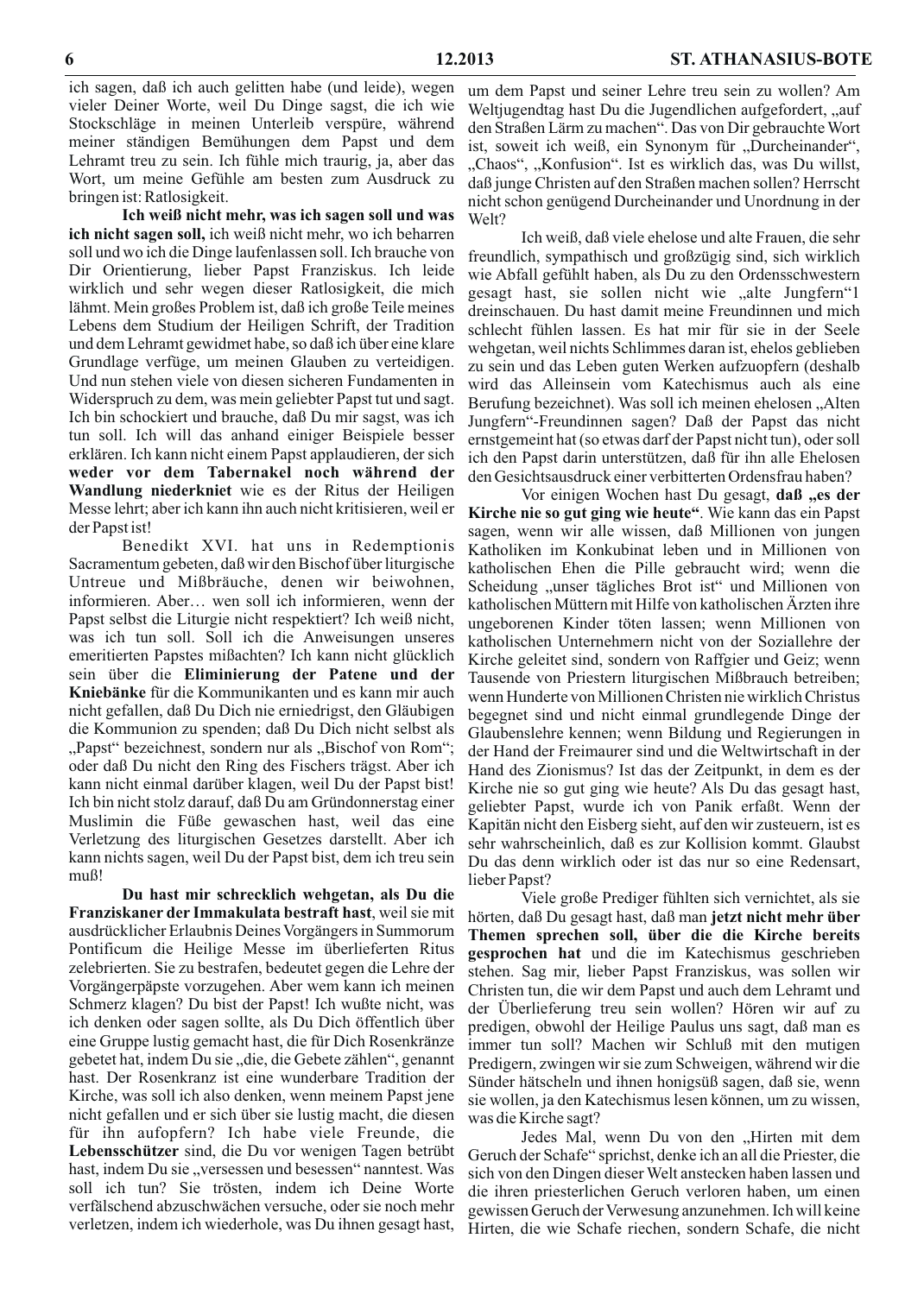ich sagen, daß ich auch gelitten habe (und leide), wegen vieler Deiner Worte, weil Du Dinge sagst, die ich wie Stockschläge in meinen Unterleib verspüre, während meiner ständigen Bemühungen dem Papst und dem Lehramt treu zu sein. Ich fühle mich traurig, ja, aber das Wort, um meine Gefühle am besten zum Ausdruck zu bringen ist: Ratlosigkeit.

**Ich weiß nicht mehr, was ich sagen soll und was ich nicht sagen soll,** ich weiß nicht mehr, wo ich beharren soll und wo ich die Dinge laufenlassen soll. Ich brauche von Dir Orientierung, lieber Papst Franziskus. Ich leide wirklich und sehr wegen dieser Ratlosigkeit, die mich lähmt. Mein großes Problem ist, daß ich große Teile meines Lebens dem Studium der Heiligen Schrift, der Tradition und dem Lehramt gewidmet habe, so daß ich über eine klare Grundlage verfüge, um meinen Glauben zu verteidigen. Und nun stehen viele von diesen sicheren Fundamenten in Widerspruch zu dem, was mein geliebter Papst tut und sagt. Ich bin schockiert und brauche, daß Du mir sagst, was ich tun soll. Ich will das anhand einiger Beispiele besser erklären. Ich kann nicht einem Papst applaudieren, der sich **weder vor dem Tabernakel noch während der Wandlung niederkniet** wie es der Ritus der Heiligen Messe lehrt; aber ich kann ihn auch nicht kritisieren, weil er der Papst ist!

Benedikt XVI. hat uns in Redemptionis Sacramentum gebeten, daß wir den Bischof über liturgische Untreue und Mißbräuche, denen wir beiwohnen, informieren. Aber… wen soll ich informieren, wenn der Papst selbst die Liturgie nicht respektiert? Ich weiß nicht, was ich tun soll. Soll ich die Anweisungen unseres emeritierten Papstes mißachten? Ich kann nicht glücklich sein über die **Eliminierung der Patene und der Kniebänke** für die Kommunikanten und es kann mir auch nicht gefallen, daß Du Dich nie erniedrigst, den Gläubigen die Kommunion zu spenden; daß Du Dich nicht selbst als „Papst" bezeichnest, sondern nur als „Bischof von Rom"; oder daß Du nicht den Ring des Fischers trägst. Aber ich kann nicht einmal darüber klagen, weil Du der Papst bist! Ich bin nicht stolz darauf, daß Du am Gründonnerstag einer Muslimin die Füße gewaschen hast, weil das eine Verletzung des liturgischen Gesetzes darstellt. Aber ich kann nichts sagen, weil Du der Papst bist, dem ich treu sein muß!

**Du hast mir schrecklich wehgetan, als Du die Franziskaner der Immakulata bestraft hast**, weil sie mit ausdrücklicher Erlaubnis Deines Vorgängers in Summorum Pontificum die Heilige Messe im überlieferten Ritus zelebrierten. Sie zu bestrafen, bedeutet gegen die Lehre der Vorgängerpäpste vorzugehen. Aber wem kann ich meinen Schmerz klagen? Du bist der Papst! Ich wußte nicht, was ich denken oder sagen sollte, als Du Dich öffentlich über eine Gruppe lustig gemacht hast, die für Dich Rosenkränze gebetet hat, indem Du sie „die, die Gebete zählen", genannt hast. Der Rosenkranz ist eine wunderbare Tradition der Kirche, was soll ich also denken, wenn meinem Papst jene nicht gefallen und er sich über sie lustig macht, die diesen für ihn aufopfern? Ich habe viele Freunde, die **Lebensschützer** sind, die Du vor wenigen Tagen betrübt hast, indem Du sie „versessen und besessen" nanntest. Was soll ich tun? Sie trösten, indem ich Deine Worte verfälschend abzuschwächen versuche, oder sie noch mehr verletzen, indem ich wiederhole, was Du ihnen gesagt hast, um dem Papst und seiner Lehre treu sein zu wollen? Am Weltjugendtag hast Du die Jugendlichen aufgefordert, „auf den Straßen Lärm zu machen". Das von Dir gebrauchte Wort ist, soweit ich weiß, ein Synonym für „Durcheinander", „Chaos", „Konfusion". Ist es wirklich das, was Du willst, daß junge Christen auf den Straßen machen sollen? Herrscht nicht schon genügend Durcheinander und Unordnung in der Welt?

Ich weiß, daß viele ehelose und alte Frauen, die sehr freundlich, sympathisch und großzügig sind, sich wirklich wie Abfall gefühlt haben, als Du zu den Ordensschwestern gesagt hast, sie sollen nicht wie „alte Jungfern"1 dreinschauen. Du hast damit meine Freundinnen und mich schlecht fühlen lassen. Es hat mir für sie in der Seele wehgetan, weil nichts Schlimmes daran ist, ehelos geblieben zu sein und das Leben guten Werken aufzuopfern (deshalb wird das Alleinsein vom Katechismus auch als eine Berufung bezeichnet). Was soll ich meinen ehelosen „Alten Jungfern"-Freundinnen sagen? Daß der Papst das nicht ernstgemeint hat (so etwas darf der Papst nicht tun), oder soll ich den Papst darin unterstützen, daß für ihn alle Ehelosen den Gesichtsausdruck einer verbitterten Ordensfrau haben?

Vor einigen Wochen hast Du gesagt, **daß „es der Kirche nie so gut ging wie heute"**. Wie kann das ein Papst sagen, wenn wir alle wissen, daß Millionen von jungen Katholiken im Konkubinat leben und in Millionen von katholischen Ehen die Pille gebraucht wird; wenn die Scheidung „unser tägliches Brot ist" und Millionen von katholischen Müttern mit Hilfe von katholischen Ärzten ihre ungeborenen Kinder töten lassen; wenn Millionen von katholischen Unternehmern nicht von der Soziallehre der Kirche geleitet sind, sondern von Raffgier und Geiz; wenn Tausende von Priestern liturgischen Mißbrauch betreiben; wenn Hunderte von Millionen Christen nie wirklich Christus begegnet sind und nicht einmal grundlegende Dinge der Glaubenslehre kennen; wenn Bildung und Regierungen in der Hand der Freimaurer sind und die Weltwirtschaft in der Hand des Zionismus? Ist das der Zeitpunkt, in dem es der Kirche nie so gut ging wie heute? Als Du das gesagt hast, geliebter Papst, wurde ich von Panik erfaßt. Wenn der Kapitän nicht den Eisberg sieht, auf den wir zusteuern, ist es sehr wahrscheinlich, daß es zur Kollision kommt. Glaubst Du das denn wirklich oder ist das nur so eine Redensart, lieber Papst?

Viele große Prediger fühlten sich vernichtet, als sie hörten, daß Du gesagt hast, daß man **jetzt nicht mehr über Themen sprechen soll, über die die Kirche bereits gesprochen hat** und die im Katechismus geschrieben stehen. Sag mir, lieber Papst Franziskus, was sollen wir Christen tun, die wir dem Papst und auch dem Lehramt und der Überlieferung treu sein wollen? Hören wir auf zu predigen, obwohl der Heilige Paulus uns sagt, daß man es immer tun soll? Machen wir Schluß mit den mutigen Predigern, zwingen wir sie zum Schweigen, während wir die Sünder hätscheln und ihnen honigsüß sagen, daß sie, wenn sie wollen, ja den Katechismus lesen können, um zu wissen, was die Kirche sagt?

Jedes Mal, wenn Du von den „Hirten mit dem Geruch der Schafe" sprichst, denke ich an all die Priester, die sich von den Dingen dieser Welt anstecken haben lassen und die ihren priesterlichen Geruch verloren haben, um einen gewissen Geruch der Verwesung anzunehmen. Ich will keine Hirten, die wie Schafe riechen, sondern Schafe, die nicht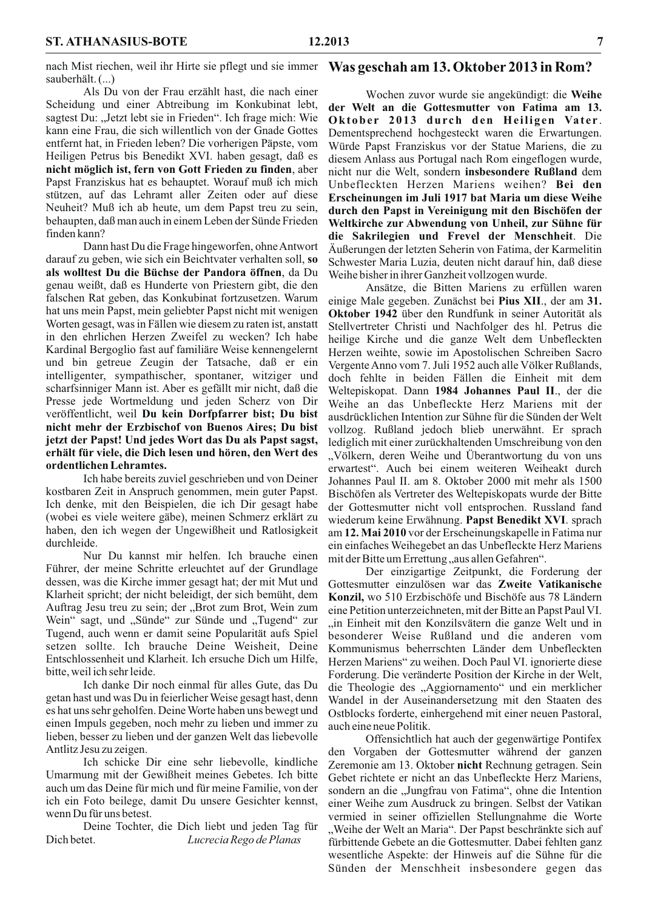nach Mist riechen, weil ihr Hirte sie pflegt und sie immer sauberhält. (...)

Als Du von der Frau erzählt hast, die nach einer Scheidung und einer Abtreibung im Konkubinat lebt, sagtest Du: „Jetzt lebt sie in Frieden“. Ich frage mich: Wie kann eine Frau, die sich willentlich von der Gnade Gottes entfernt hat, in Frieden leben? Die vorherigen Päpste, vom Heiligen Petrus bis Benedikt XVI. haben gesagt, daß es **nicht möglich ist, fern von Gott Frieden zu finden**, aber Papst Franziskus hat es behauptet. Worauf muß ich mich stützen, auf das Lehramt aller Zeiten oder auf diese Neuheit? Muß ich ab heute, um dem Papst treu zu sein, behaupten, daß man auch in einem Leben der Sünde Frieden finden kann?

Dann hast Du die Frage hingeworfen, ohne Antwort darauf zu geben, wie sich ein Beichtvater verhalten soll, **so als wolltest Du die Büchse der Pandora öffnen**, da Du genau weißt, daß es Hunderte von Priestern gibt, die den falschen Rat geben, das Konkubinat fortzusetzen. Warum hat uns mein Papst, mein geliebter Papst nicht mit wenigen Worten gesagt, was in Fällen wie diesem zu raten ist, anstatt in den ehrlichen Herzen Zweifel zu wecken? Ich habe Kardinal Bergoglio fast auf familiäre Weise kennengelernt und bin getreue Zeugin der Tatsache, daß er ein intelligenter, sympathischer, spontaner, witziger und scharfsinniger Mann ist. Aber es gefällt mir nicht, daß die Presse jede Wortmeldung und jeden Scherz von Dir veröffentlicht, weil **Du kein Dorfpfarrer bist; Du bist nicht mehr der Erzbischof von Buenos Aires; Du bist jetzt der Papst! Und jedes Wort das Du als Papst sagst, erhält für viele, die Dich lesen und hören, den Wert des ordentlichen Lehramtes.**

Ich habe bereits zuviel geschrieben und von Deiner kostbaren Zeit in Anspruch genommen, mein guter Papst. Ich denke, mit den Beispielen, die ich Dir gesagt habe (wobei es viele weitere gäbe), meinen Schmerz erklärt zu haben, den ich wegen der Ungewißheit und Ratlosigkeit durchleide.

Nur Du kannst mir helfen. Ich brauche einen Führer, der meine Schritte erleuchtet auf der Grundlage dessen, was die Kirche immer gesagt hat; der mit Mut und Klarheit spricht; der nicht beleidigt, der sich bemüht, dem Auftrag Jesu treu zu sein; der „Brot zum Brot, Wein zum Wein“ sagt, und „Sünde“ zur Sünde und „Tugend“ zur Tugend, auch wenn er damit seine Popularität aufs Spiel setzen sollte. Ich brauche Deine Weisheit, Deine Entschlossenheit und Klarheit. Ich ersuche Dich um Hilfe, bitte, weil ich sehr leide.

Ich danke Dir noch einmal für alles Gute, das Du getan hast und was Du in feierlicher Weise gesagt hast, denn es hat uns sehr geholfen. Deine Worte haben uns bewegt und einen Impuls gegeben, noch mehr zu lieben und immer zu lieben, besser zu lieben und der ganzen Welt das liebevolle Antlitz Jesu zu zeigen.

Ich schicke Dir eine sehr liebevolle, kindliche Umarmung mit der Gewißheit meines Gebetes. Ich bitte auch um das Deine für mich und für meine Familie, von der ich ein Foto beilege, damit Du unsere Gesichter kennst, wenn Du für uns betest.

Deine Tochter, die Dich liebt und jeden Tag für Dich betet. *Lucrecia Rego de Planas*

## Was geschah am 13. Oktober 2013 in Rom?

Wochen zuvor wurde sie angekündigt: die **Weihe der Welt an die Gottesmutter von Fatima am 13. Oktober 2013 durch den Heiligen Vater**. Dementsprechend hochgesteckt waren die Erwartungen. Würde Papst Franziskus vor der Statue Mariens, die zu diesem Anlass aus Portugal nach Rom eingeflogen wurde, nicht nur die Welt, sondern **insbesondere Rußland** dem Unbefleckten Herzen Mariens weihen? **Bei den Erscheinungen im Juli 1917 bat Maria um diese Weihe durch den Papst in Vereinigung mit den Bischöfen der Weltkirche zur Abwendung von Unheil, zur Sühne für die Sakrilegien und Frevel der Menschheit**. Die Äußerungen der letzten Seherin von Fatima, der Karmelitin Schwester Maria Luzia, deuten nicht darauf hin, daß diese Weihe bisher in ihrer Ganzheit vollzogen wurde.

Ansätze, die Bitten Mariens zu erfüllen waren einige Male gegeben. Zunächst bei **Pius XII**., der am **31. Oktober 1942** über den Rundfunk in seiner Autorität als Stellvertreter Christi und Nachfolger des hl. Petrus die heilige Kirche und die ganze Welt dem Unbefleckten Herzen weihte, sowie im Apostolischen Schreiben Sacro Vergente Anno vom 7. Juli 1952 auch alle Völker Rußlands, doch fehlte in beiden Fällen die Einheit mit dem Weltepiskopat. Dann **1984 Johannes Paul II**., der die Weihe an das Unbefleckte Herz Mariens mit der ausdrücklichen Intention zur Sühne für die Sünden der Welt vollzog. Rußland jedoch blieb unerwähnt. Er sprach lediglich mit einer zurückhaltenden Umschreibung von den „Völkern, deren Weihe und Überantwortung du von uns erwartest“. Auch bei einem weiteren Weiheakt durch Johannes Paul II. am 8. Oktober 2000 mit mehr als 1500 Bischöfen als Vertreter des Weltepiskopats wurde der Bitte der Gottesmutter nicht voll entsprochen. Russland fand wiederum keine Erwähnung. **Papst Benedikt XVI**. sprach am **12. Mai 2010** vor der Erscheinungskapelle in Fatima nur ein einfaches Weihegebet an das Unbefleckte Herz Mariens mit der Bitte um Errettung „aus allen Gefahren“.

Der einzigartige Zeitpunkt, die Forderung der Gottesmutter einzulösen war das **Zweite Vatikanische Konzil,** wo 510 Erzbischöfe und Bischöfe aus 78 Ländern eine Petition unterzeichneten, mit der Bitte an Papst Paul VI. „in Einheit mit den Konzilsvätern die ganze Welt und in besonderer Weise Rußland und die anderen vom Kommunismus beherrschten Länder dem Unbefleckten Herzen Mariens“ zu weihen. Doch Paul VI. ignorierte diese Forderung. Die veränderte Position der Kirche in der Welt, die Theologie des „Aggiornamento“ und ein merklicher Wandel in der Auseinandersetzung mit den Staaten des Ostblocks forderte, einhergehend mit einer neuen Pastoral, auch eine neue Politik.

Offensichtlich hat auch der gegenwärtige Pontifex den Vorgaben der Gottesmutter während der ganzen Zeremonie am 13. Oktober **nicht** Rechnung getragen. Sein Gebet richtete er nicht an das Unbefleckte Herz Mariens, sondern an die „Jungfrau von Fatima“, ohne die Intention einer Weihe zum Ausdruck zu bringen. Selbst der Vatikan vermied in seiner offiziellen Stellungnahme die Worte „Weihe der Welt an Maria“. Der Papst beschränkte sich auf fürbittende Gebete an die Gottesmutter. Dabei fehlten ganz wesentliche Aspekte: der Hinweis auf die Sühne für die Sünden der Menschheit insbesondere gegen das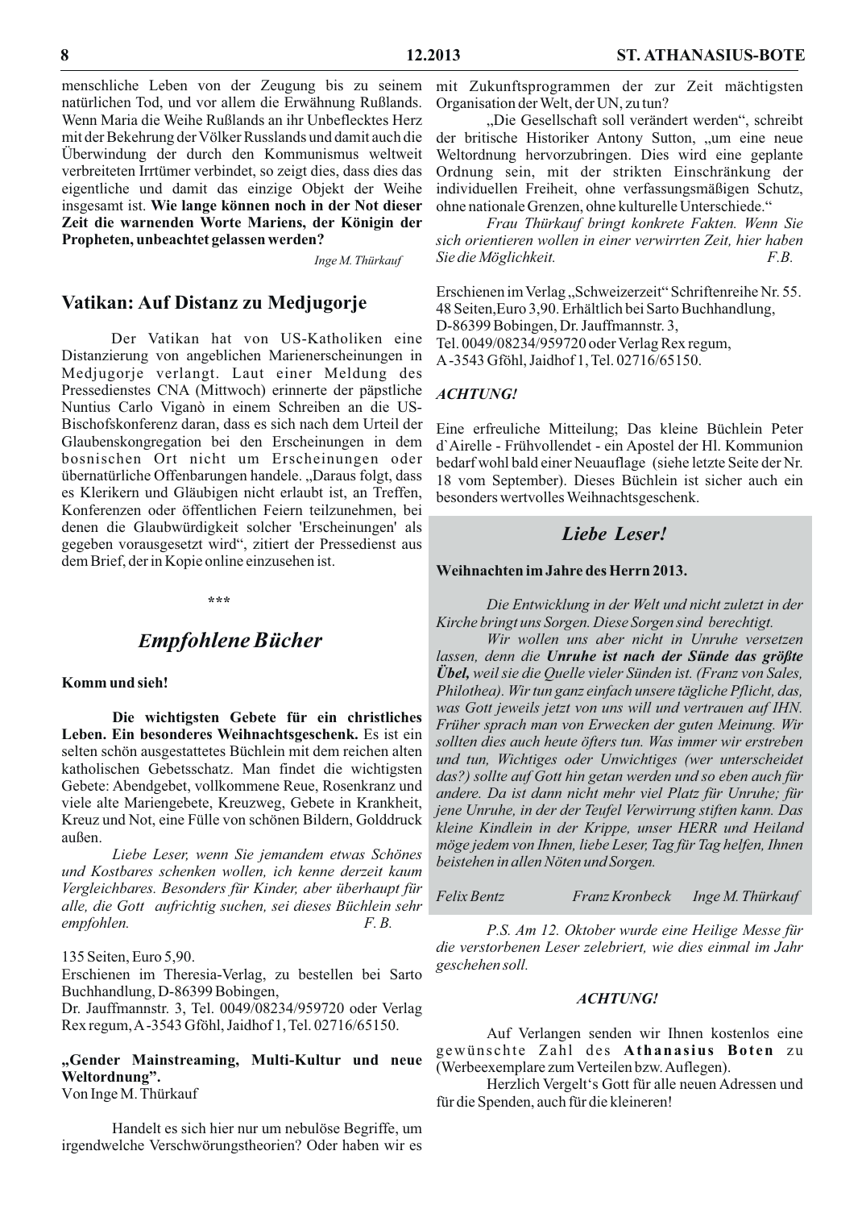menschliche Leben von der Zeugung bis zu seinem natürlichen Tod, und vor allem die Erwähnung Rußlands. Wenn Maria die Weihe Rußlands an ihr Unbeflecktes Herz mit der Bekehrung der Völker Russlands und damit auch die Überwindung der durch den Kommunismus weltweit verbreiteten Irrtümer verbindet, so zeigt dies, dass dies das eigentliche und damit das einzige Objekt der Weihe insgesamt ist. **Wie lange können noch in der Not dieser Zeit die warnenden Worte Mariens, der Königin der Propheten, unbeachtet gelassen werden?**

*Inge M. Thürkauf*

## Vatikan: Auf Distanz zu Medjugorje

Der Vatikan hat von US-Katholiken eine Distanzierung von angeblichen Marienerscheinungen in Medjugorje verlangt. Laut einer Meldung des Pressedienstes CNA (Mittwoch) erinnerte der päpstliche Nuntius Carlo Viganò in einem Schreiben an die US-Bischofskonferenz daran, dass es sich nach dem Urteil der Glaubenskongregation bei den Erscheinungen in dem bosnischen Ort nicht um Erscheinungen oder übernatürliche Offenbarungen handele. „Daraus folgt, dass es Klerikern und Gläubigen nicht erlaubt ist, an Treffen, Konferenzen oder öffentlichen Feiern teilzunehmen, bei denen die Glaubwürdigkeit solcher 'Erscheinungen' als gegeben vorausgesetzt wird", zitiert der Pressedienst aus dem Brief, der in Kopie online einzusehen ist.

***

## *Empfohlene Bücher*

**Komm und sieh!**

**Die wichtigsten Gebete für ein christliches Leben. Ein besonderes Weihnachtsgeschenk.** Es ist ein selten schön ausgestattetes Büchlein mit dem reichen alten katholischen Gebetsschatz. Man findet die wichtigsten Gebete: Abendgebet, vollkommene Reue, Rosenkranz und viele alte Mariengebete, Kreuzweg, Gebete in Krankheit, Kreuz und Not, eine Fülle von schönen Bildern, Golddruck außen.

*Liebe Leser, wenn Sie jemandem etwas Schönes und Kostbares schenken wollen, ich kenne derzeit kaum Vergleichbares. Besonders für Kinder, aber überhaupt für alle, die Gott aufrichtig suchen, sei dieses Büchlein sehr empfohlen. F. B.*

135 Seiten, Euro 5,90.
Erschienen im Theresia-Verlag, zu bestellen bei Sarto Buchhandlung, D-86399 Bobingen,
Dr. Jauffmannstr. 3, Tel. 0049/08234/959720 oder Verlag Rex regum, A-3543 Gföhl, Jaidhof 1, Tel. 02716/65150.

**„Gender Mainstreaming, Multi-Kultur und neue Weltordnung".**
Von Inge M. Thürkauf

Handelt es sich hier nur um nebulöse Begriffe, um irgendwelche Verschwörungstheorien? Oder haben wir es mit Zukunftsprogrammen der zur Zeit mächtigsten Organisation der Welt, der UN, zu tun?

„Die Gesellschaft soll verändert werden", schreibt der britische Historiker Antony Sutton, „um eine neue Weltordnung hervorzubringen. Dies wird eine geplante Ordnung sein, mit der strikten Einschränkung der individuellen Freiheit, ohne verfassungsmäßigen Schutz, ohne nationale Grenzen, ohne kulturelle Unterschiede."

*Frau Thürkauf bringt konkrete Fakten. Wenn Sie sich orientieren wollen in einer verwirrten Zeit, hier haben Sie die Möglichkeit. F.B.*

Erschienen im Verlag „Schweizerzeit" Schriftenreihe Nr. 55. 48 Seiten, Euro 3,90. Erhältlich bei Sarto Buchhandlung, D-86399 Bobingen, Dr. Jauffmannstr. 3,
Tel. 0049/08234/959720 oder Verlag Rex regum,
A-3543 Gföhl, Jaidhof 1, Tel. 02716/65150.

***ACHTUNG!***

Eine erfreuliche Mitteilung; Das kleine Büchlein Peter d`Airelle - Frühvollendet - ein Apostel der Hl. Kommunion bedarf wohl bald einer Neuauflage (siehe letzte Seite der Nr. 18 vom September). Dieses Büchlein ist sicher auch ein besonders wertvolles Weihnachtsgeschenk.

## *Liebe Leser!*

**Weihnachten im Jahre des Herrn 2013.**

*Die Entwicklung in der Welt und nicht zuletzt in der Kirche bringt uns Sorgen. Diese Sorgen sind berechtigt.*

*Wir wollen uns aber nicht in Unruhe versetzen lassen, denn die **Unruhe ist nach der Sünde das größte Übel,** weil sie die Quelle vieler Sünden ist. (Franz von Sales, Philothea). Wir tun ganz einfach unsere tägliche Pflicht, das, was Gott jeweils jetzt von uns will und vertrauen auf IHN. Früher sprach man von Erwecken der guten Meinung. Wir sollten dies auch heute öfters tun. Was immer wir erstreben und tun, Wichtiges oder Unwichtiges (wer unterscheidet das?) sollte auf Gott hin getan werden und so eben auch für andere. Da ist dann nicht mehr viel Platz für Unruhe; für jene Unruhe, in der der Teufel Verwirrung stiften kann. Das kleine Kindlein in der Krippe, unser HERR und Heiland möge jedem von Ihnen, liebe Leser, Tag für Tag helfen, Ihnen beistehen in allen Nöten und Sorgen.*

*Felix Bentz Franz Kronbeck Inge M. Thürkauf*

*P.S. Am 12. Oktober wurde eine Heilige Messe für die verstorbenen Leser zelebriert, wie dies einmal im Jahr geschehen soll.*

***ACHTUNG!***

Auf Verlangen senden wir Ihnen kostenlos eine gewünschte Zahl des **Athanasius Boten** zu (Werbeexemplare zum Verteilen bzw. Auflegen).

Herzlich Vergelt's Gott für alle neuen Adressen und für die Spenden, auch für die kleineren!